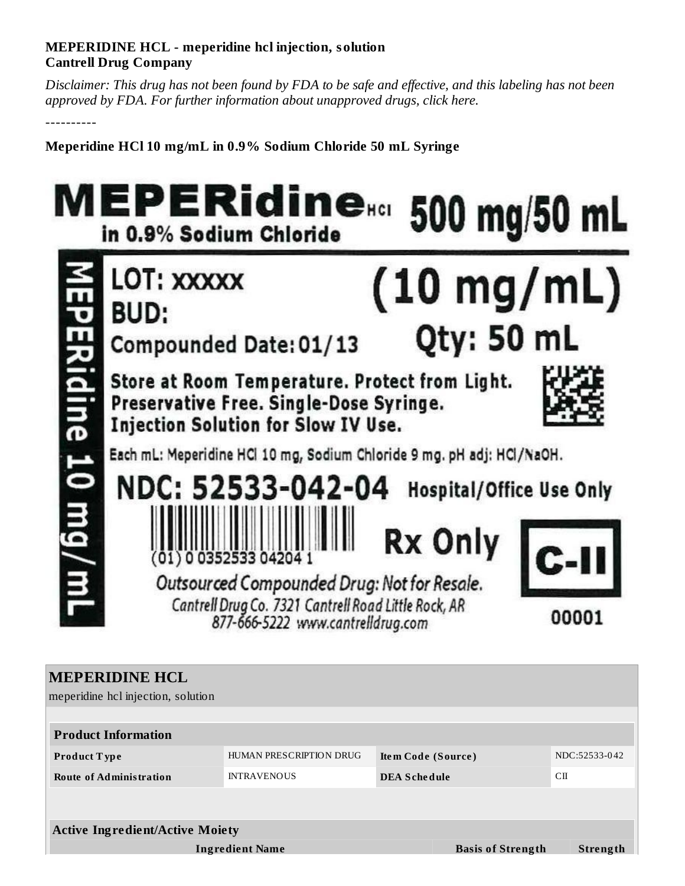**MEPERIDINE HCL - meperidine hcl injection, solution**
**Cantrell Drug Company**

*Disclaimer: This drug has not been found by FDA to be safe and effective, and this labeling has not been approved by FDA. For further information about unapproved drugs, click here.*

----------

**Meperidine HCl 10 mg/mL in 0.9% Sodium Chloride 50 mL Syringe**

MEPERidine HCl 500 mg/50 mL
in 0.9% Sodium Chloride

MEPERidine 10 mg/mL

LOT: XXXXX
BUD:
Compounded Date: 01/13

(10 mg/mL)
Qty: 50 mL

Store at Room Temperature. Protect from Light.
Preservative Free. Single-Dose Syringe.
Injection Solution for Slow IV Use.

Each mL: Meperidine HCl 10 mg, Sodium Chloride 9 mg. pH adj: HCl/NaOH.

NDC: 52533-042-04 Hospital/Office Use Only

(01) 0 0352533 04204 1

Rx Only

C-II

Outsourced Compounded Drug: Not for Resale.
Cantrell Drug Co. 7321 Cantrell Road Little Rock, AR
877-666-5222 www.cantrelldrug.com

00001

| **MEPERIDINE HCL** | | | |
|---|---|---|---|
| meperidine hcl injection, solution | | | |

| **Product Information** | | | |
|---|---|---|---|
| **Product Type** | HUMAN PRESCRIPTION DRUG | **Item Code (Source)** | NDC:52533-042 |
| **Route of Administration** | INTRAVENOUS | **DEA Schedule** | CII |

| **Active Ingredient/Active Moiety** | | |
|---|---|---|
| **Ingredient Name** | **Basis of Strength** | **Strength** |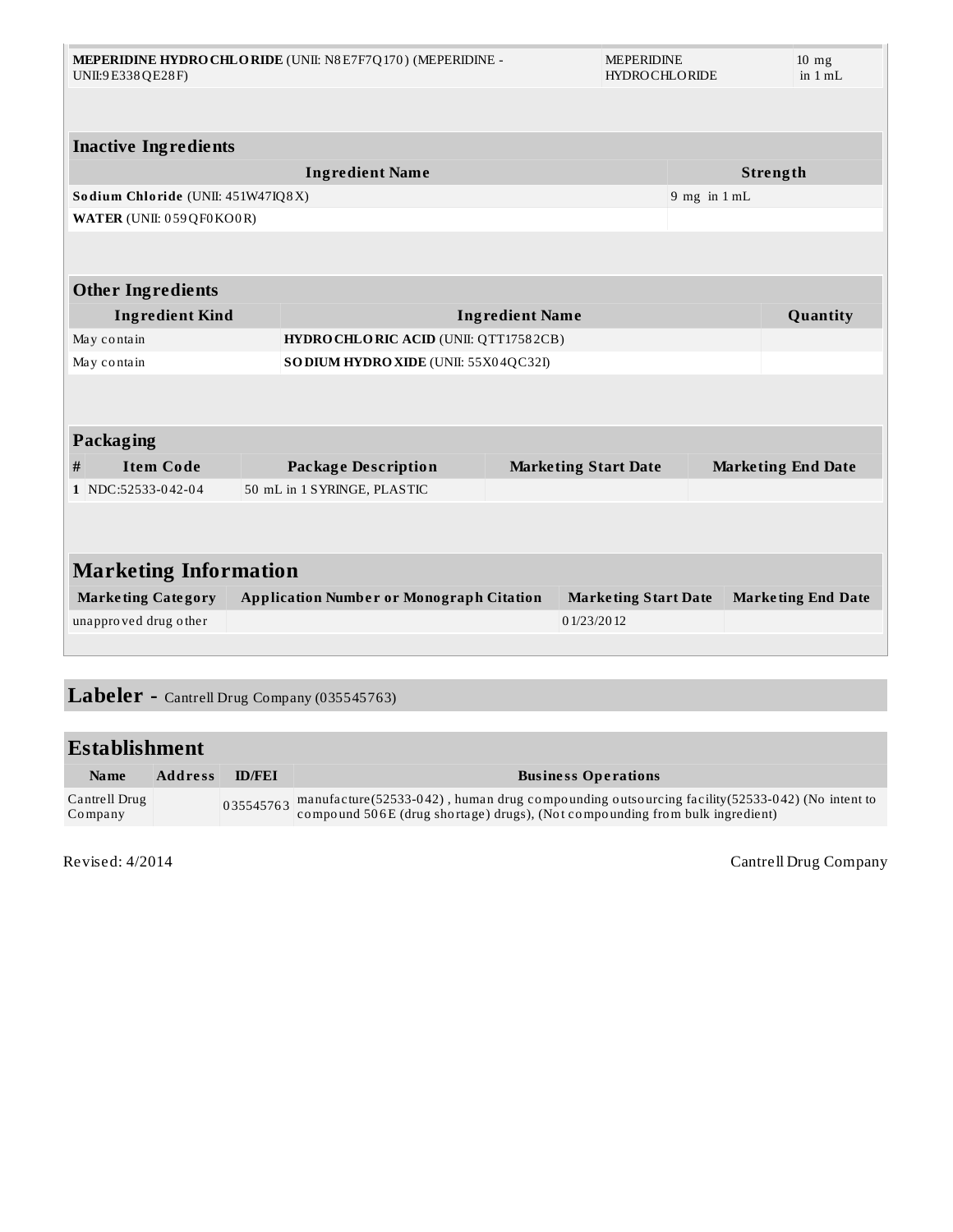| | | |
|---|---|---|
| **MEPERIDINE HYDROCHLORIDE** (UNII: N8E7F7Q170) (MEPERIDINE - UNII:9E338QE28F) | MEPERIDINE HYDROCHLORIDE | 10 mg in 1 mL |

## Inactive Ingredients

| Ingredient Name | Strength |
|---|---|
| **Sodium Chloride** (UNII: 451W47IQ8X) | 9 mg in 1 mL |
| **WATER** (UNII: 059QF0KO0R) | |

## Other Ingredients

| Ingredient Kind | Ingredient Name | Quantity |
|---|---|---|
| May contain | **HYDROCHLORIC ACID** (UNII: QTT17582CB) | |
| May contain | **SODIUM HYDROXIDE** (UNII: 55X04QC32I) | |

## Packaging

| # | Item Code | Package Description | Marketing Start Date | Marketing End Date |
|---|---|---|---|---|
| 1 | NDC:52533-042-04 | 50 mL in 1 SYRINGE, PLASTIC | | |

## Marketing Information

| Marketing Category | Application Number or Monograph Citation | Marketing Start Date | Marketing End Date |
|---|---|---|---|
| unapproved drug other | | 01/23/2012 | |

## Labeler - Cantrell Drug Company (035545763)

## Establishment

| Name | Address | ID/FEI | Business Operations |
|---|---|---|---|
| Cantrell Drug Company | | 035545763 | manufacture(52533-042) , human drug compounding outsourcing facility(52533-042) (No intent to compound 506E (drug shortage) drugs), (Not compounding from bulk ingredient) |

Revised: 4/2014

Cantrell Drug Company